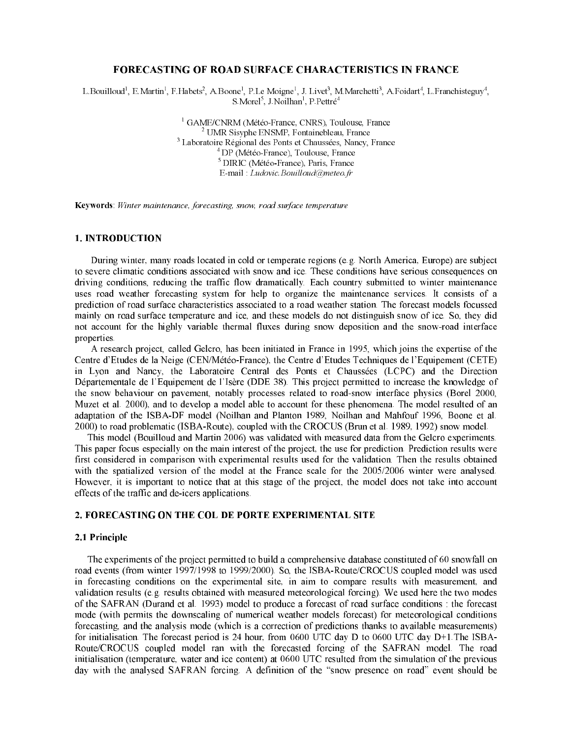# FORECASTING OF ROAD SURFACE CHARACTERISTICS IN FRANCE

L.Bouilloud[1], E.Martin[1], F.Habets[2], A.Boone[1], P.Le Moigne[1], J. Livet[3], M.Marchetti[3], A.Foidart[4], L.Franchisteguy[4], S.Morel[5], J.Noilhan[1], P.Pettré[4]

[1] GAME/CNRM (Météo-France, CNRS), Toulouse, France
[2] UMR Sisyphe ENSMP, Fontainebleau, France
[3] Laboratoire Régional des Ponts et Chaussées, Nancy, France
[4] DP (Météo-France), Toulouse, France
[5] DIRIC (Météo-France), Paris, France
E-mail : *Ludovic.Bouilloud@meteo.fr*

**Keywords**: *Winter maintenance, forecasting, snow, road surface temperature*

## 1. INTRODUCTION

During winter, many roads located in cold or temperate regions (e.g. North America, Europe) are subject to severe climatic conditions associated with snow and ice. These conditions have serious consequences on driving conditions, reducing the traffic flow dramatically. Each country submitted to winter maintenance uses road weather forecasting system for help to organize the maintenance services. It consists of a prediction of road surface characteristics associated to a road weather station. The forecast models focussed mainly on road surface temperature and ice, and these models do not distinguish snow of ice. So, they did not account for the highly variable thermal fluxes during snow deposition and the snow-road interface properties.

A research project, called Gelcro, has been initiated in France in 1995, which joins the expertise of the Centre d'Etudes de la Neige (CEN/Météo-France), the Centre d'Etudes Techniques de l'Equipement (CETE) in Lyon and Nancy, the Laboratoire Central des Ponts et Chaussées (LCPC) and the Direction Départementale de l'Equipement de l'Isère (DDE 38). This project permitted to increase the knowledge of the snow behaviour on pavement, notably processes related to road-snow interface physics (Borel 2000, Muzet et al. 2000), and to develop a model able to account for these phenomena. The model resulted of an adaptation of the ISBA-DF model (Noilhan and Planton 1989, Noilhan and Mahfouf 1996, Boone et al. 2000) to road problematic (ISBA-Route), coupled with the CROCUS (Brun et al. 1989, 1992) snow model.

This model (Bouilloud and Martin 2006) was validated with measured data from the Gelcro experiments. This paper focus especially on the main interest of the project, the use for prediction. Prediction results were first considered in comparison with experimental results used for the validation. Then the results obtained with the spatialized version of the model at the France scale for the 2005/2006 winter were analysed. However, it is important to notice that at this stage of the project, the model does not take into account effects of the traffic and de-icers applications.

## 2. FORECASTING ON THE COL DE PORTE EXPERIMENTAL SITE

### 2.1 Principle

The experiments of the project permitted to build a comprehensive database constituted of 60 snowfall on road events (from winter 1997/1998 to 1999/2000). So, the ISBA-Route/CROCUS coupled model was used in forecasting conditions on the experimental site, in aim to compare results with measurement, and validation results (e.g. results obtained with measured meteorological forcing). We used here the two modes of the SAFRAN (Durand et al. 1993) model to produce a forecast of road surface conditions : the forecast mode (with permits the downscaling of numerical weather models forecast) for meteorological conditions forecasting, and the analysis mode (which is a correction of predictions thanks to available measurements) for initialisation. The forecast period is 24 hour, from 0600 UTC day D to 0600 UTC day D+1.The ISBA-Route/CROCUS coupled model ran with the forecasted forcing of the SAFRAN model. The road initialisation (temperature, water and ice content) at 0600 UTC resulted from the simulation of the previous day with the analysed SAFRAN forcing. A definition of the "snow presence on road" event should be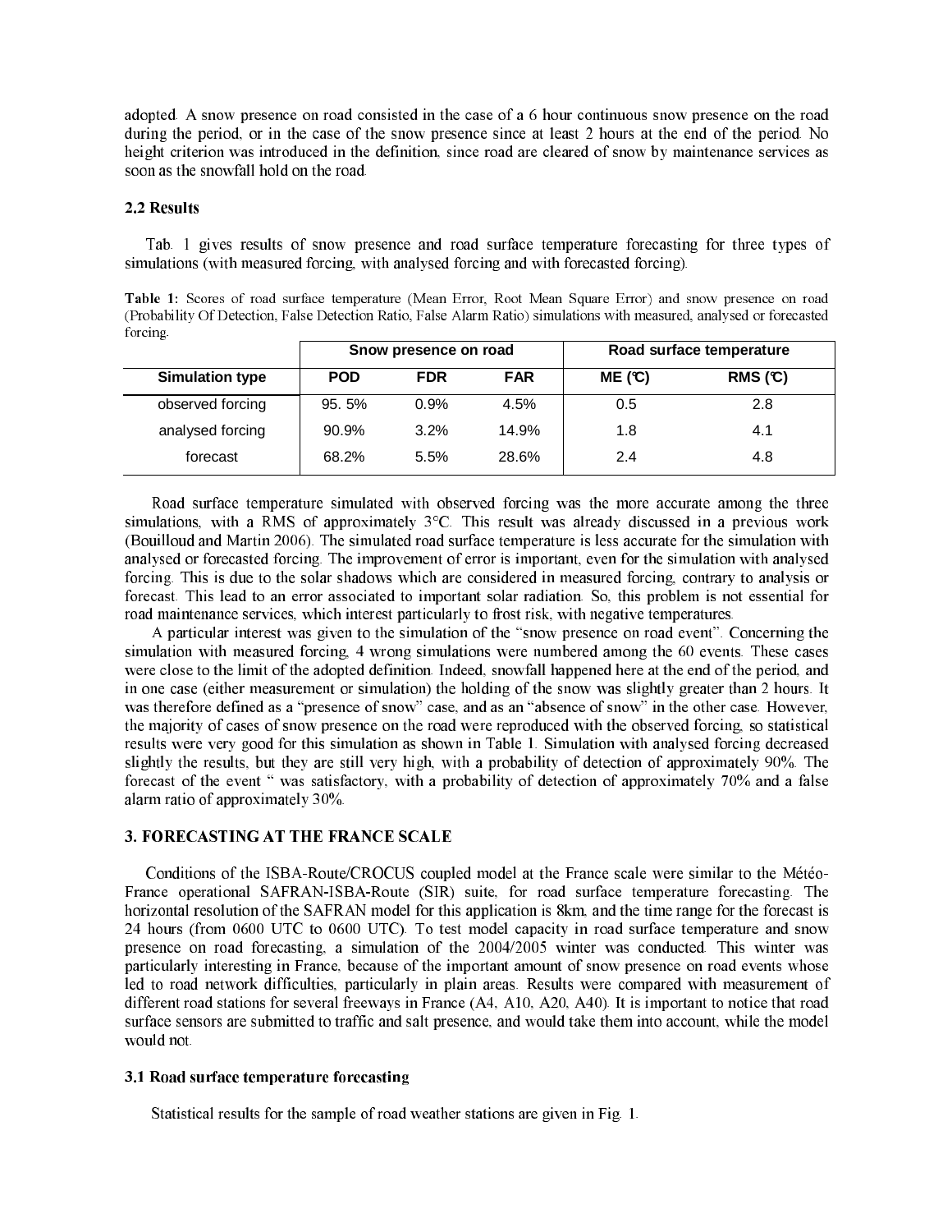adopted. A snow presence on road consisted in the case of a 6 hour continuous snow presence on the road during the period, or in the case of the snow presence since at least 2 hours at the end of the period. No height criterion was introduced in the definition, since road are cleared of snow by maintenance services as soon as the snowfall hold on the road.

### 2.2 Results

Tab. 1 gives results of snow presence and road surface temperature forecasting for three types of simulations (with measured forcing, with analysed forcing and with forecasted forcing).

**Table 1:** Scores of road surface temperature (Mean Error, Root Mean Square Error) and snow presence on road (Probability Of Detection, False Detection Ratio, False Alarm Ratio) simulations with measured, analysed or forecasted forcing.

| | Snow presence on road | | | Road surface temperature | |
|---|---|---|---|---|---|
| **Simulation type** | **POD** | **FDR** | **FAR** | **ME (°C)** | **RMS (°C)** |
| observed forcing | 95. 5% | 0.9% | 4.5% | 0.5 | 2.8 |
| analysed forcing | 90.9% | 3.2% | 14.9% | 1.8 | 4.1 |
| forecast | 68.2% | 5.5% | 28.6% | 2.4 | 4.8 |

Road surface temperature simulated with observed forcing was the more accurate among the three simulations, with a RMS of approximately 3°C. This result was already discussed in a previous work (Bouilloud and Martin 2006). The simulated road surface temperature is less accurate for the simulation with analysed or forecasted forcing. The improvement of error is important, even for the simulation with analysed forcing. This is due to the solar shadows which are considered in measured forcing, contrary to analysis or forecast. This lead to an error associated to important solar radiation. So, this problem is not essential for road maintenance services, which interest particularly to frost risk, with negative temperatures.

A particular interest was given to the simulation of the "snow presence on road event". Concerning the simulation with measured forcing, 4 wrong simulations were numbered among the 60 events. These cases were close to the limit of the adopted definition. Indeed, snowfall happened here at the end of the period, and in one case (either measurement or simulation) the holding of the snow was slightly greater than 2 hours. It was therefore defined as a "presence of snow" case, and as an "absence of snow" in the other case. However, the majority of cases of snow presence on the road were reproduced with the observed forcing, so statistical results were very good for this simulation as shown in Table 1. Simulation with analysed forcing decreased slightly the results, but they are still very high, with a probability of detection of approximately 90%. The forecast of the event " was satisfactory, with a probability of detection of approximately 70% and a false alarm ratio of approximately 30%.

## 3. FORECASTING AT THE FRANCE SCALE

Conditions of the ISBA-Route/CROCUS coupled model at the France scale were similar to the Météo-France operational SAFRAN-ISBA-Route (SIR) suite, for road surface temperature forecasting. The horizontal resolution of the SAFRAN model for this application is 8km, and the time range for the forecast is 24 hours (from 0600 UTC to 0600 UTC). To test model capacity in road surface temperature and snow presence on road forecasting, a simulation of the 2004/2005 winter was conducted. This winter was particularly interesting in France, because of the important amount of snow presence on road events whose led to road network difficulties, particularly in plain areas. Results were compared with measurement of different road stations for several freeways in France (A4, A10, A20, A40). It is important to notice that road surface sensors are submitted to traffic and salt presence, and would take them into account, while the model would not.

### 3.1 Road surface temperature forecasting

Statistical results for the sample of road weather stations are given in Fig. 1.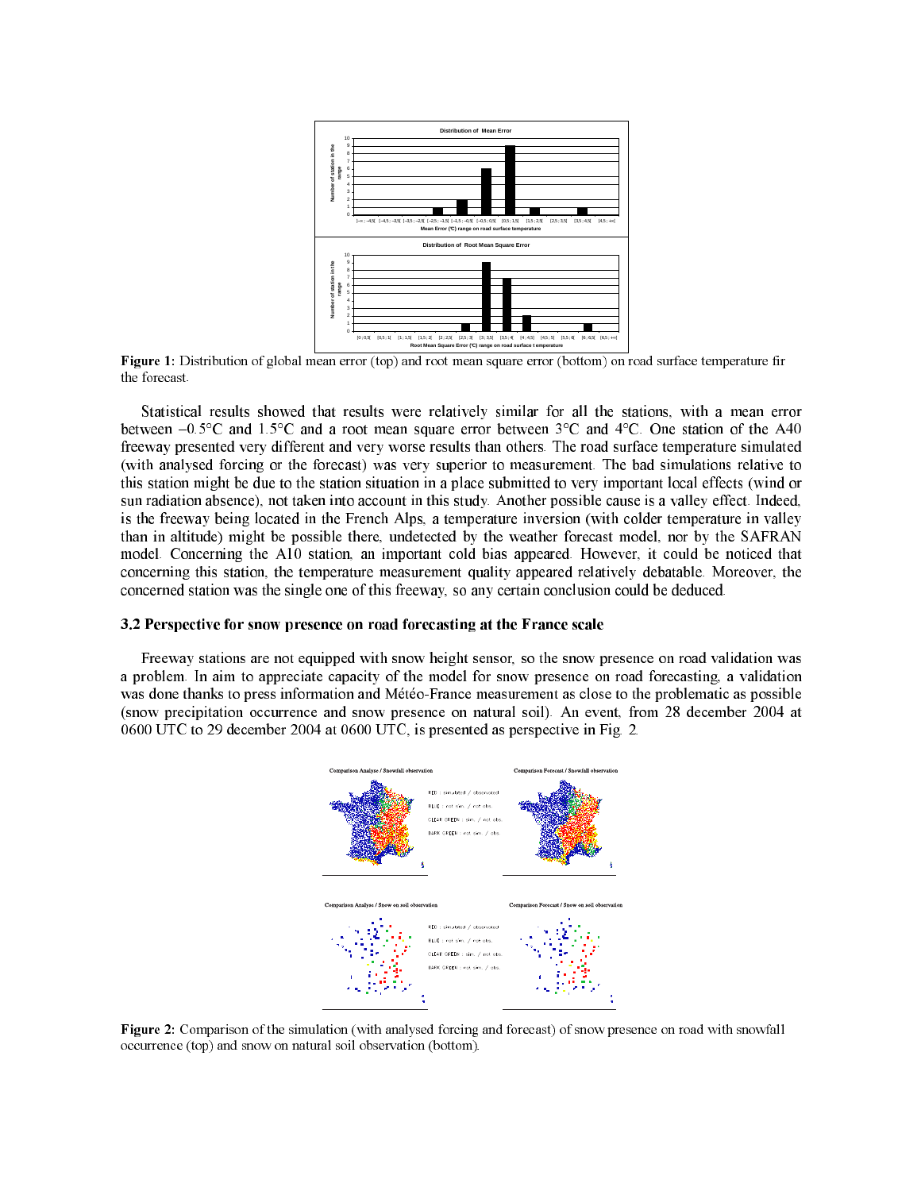**Figure 1:** Distribution of global mean error (top) and root mean square error (bottom) on road surface temperature fir the forecast.

Statistical results showed that results were relatively similar for all the stations, with a mean error between –0.5°C and 1.5°C and a root mean square error between 3°C and 4°C. One station of the A40 freeway presented very different and very worse results than others. The road surface temperature simulated (with analysed forcing or the forecast) was very superior to measurement. The bad simulations relative to this station might be due to the station situation in a place submitted to very important local effects (wind or sun radiation absence), not taken into account in this study. Another possible cause is a valley effect. Indeed, is the freeway being located in the French Alps, a temperature inversion (with colder temperature in valley than in altitude) might be possible there, undetected by the weather forecast model, nor by the SAFRAN model. Concerning the A10 station, an important cold bias appeared. However, it could be noticed that concerning this station, the temperature measurement quality appeared relatively debatable. Moreover, the concerned station was the single one of this freeway, so any certain conclusion could be deduced.

### 3.2 Perspective for snow presence on road forecasting at the France scale

Freeway stations are not equipped with snow height sensor, so the snow presence on road validation was a problem. In aim to appreciate capacity of the model for snow presence on road forecasting, a validation was done thanks to press information and Météo-France measurement as close to the problematic as possible (snow precipitation occurrence and snow presence on natural soil). An event, from 28 december 2004 at 0600 UTC to 29 december 2004 at 0600 UTC, is presented as perspective in Fig. 2.

**Figure 2:** Comparison of the simulation (with analysed forcing and forecast) of snow presence on road with snowfall occurrence (top) and snow on natural soil observation (bottom).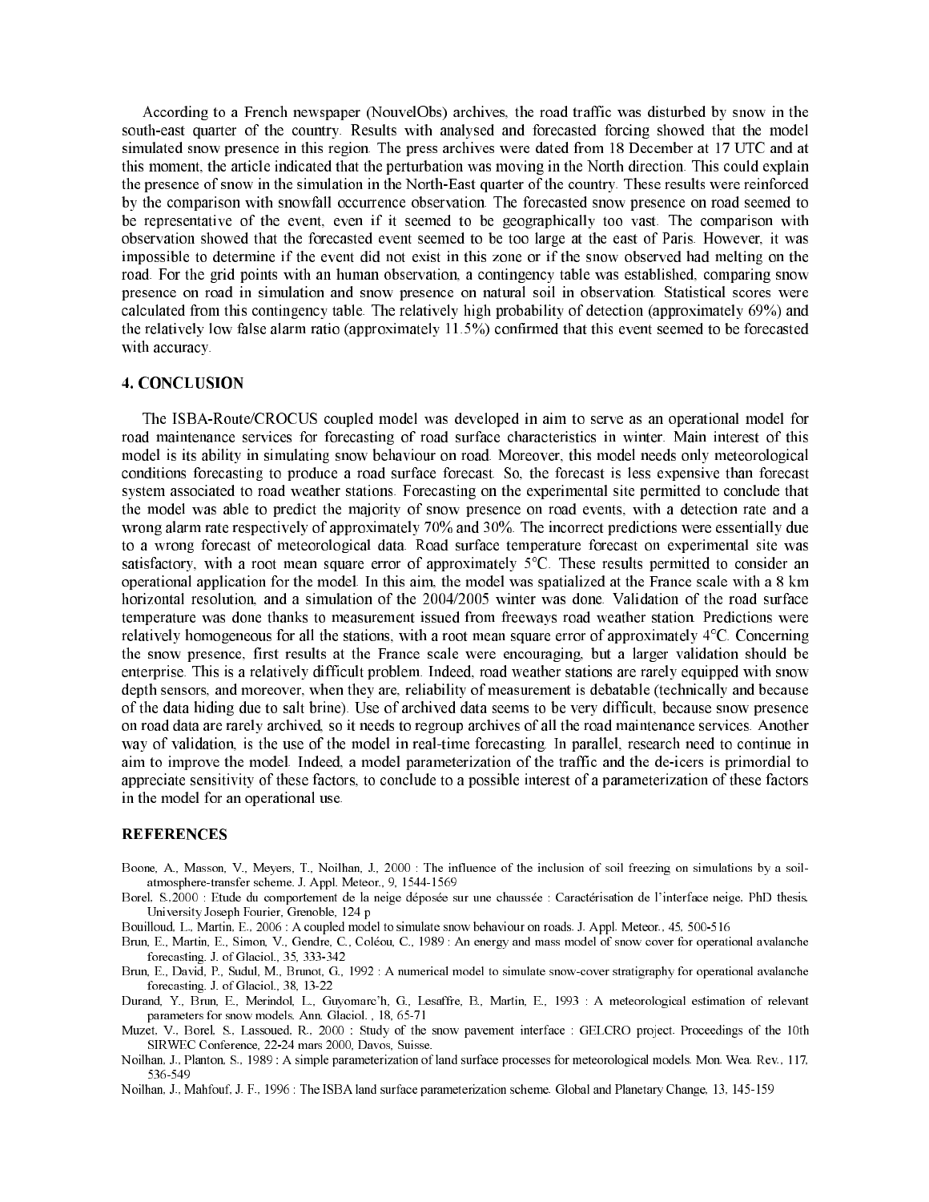According to a French newspaper (NouvelObs) archives, the road traffic was disturbed by snow in the south-east quarter of the country. Results with analysed and forecasted forcing showed that the model simulated snow presence in this region. The press archives were dated from 18 December at 17 UTC and at this moment, the article indicated that the perturbation was moving in the North direction. This could explain the presence of snow in the simulation in the North-East quarter of the country. These results were reinforced by the comparison with snowfall occurrence observation. The forecasted snow presence on road seemed to be representative of the event, even if it seemed to be geographically too vast. The comparison with observation showed that the forecasted event seemed to be too large at the east of Paris. However, it was impossible to determine if the event did not exist in this zone or if the snow observed had melting on the road. For the grid points with an human observation, a contingency table was established, comparing snow presence on road in simulation and snow presence on natural soil in observation. Statistical scores were calculated from this contingency table. The relatively high probability of detection (approximately 69%) and the relatively low false alarm ratio (approximately 11.5%) confirmed that this event seemed to be forecasted with accuracy.

## 4. CONCLUSION

The ISBA-Route/CROCUS coupled model was developed in aim to serve as an operational model for road maintenance services for forecasting of road surface characteristics in winter. Main interest of this model is its ability in simulating snow behaviour on road. Moreover, this model needs only meteorological conditions forecasting to produce a road surface forecast. So, the forecast is less expensive than forecast system associated to road weather stations. Forecasting on the experimental site permitted to conclude that the model was able to predict the majority of snow presence on road events, with a detection rate and a wrong alarm rate respectively of approximately 70% and 30%. The incorrect predictions were essentially due to a wrong forecast of meteorological data. Road surface temperature forecast on experimental site was satisfactory, with a root mean square error of approximately 5°C. These results permitted to consider an operational application for the model. In this aim, the model was spatialized at the France scale with a 8 km horizontal resolution, and a simulation of the 2004/2005 winter was done. Validation of the road surface temperature was done thanks to measurement issued from freeways road weather station. Predictions were relatively homogeneous for all the stations, with a root mean square error of approximately 4°C. Concerning the snow presence, first results at the France scale were encouraging, but a larger validation should be enterprise. This is a relatively difficult problem. Indeed, road weather stations are rarely equipped with snow depth sensors, and moreover, when they are, reliability of measurement is debatable (technically and because of the data hiding due to salt brine). Use of archived data seems to be very difficult, because snow presence on road data are rarely archived, so it needs to regroup archives of all the road maintenance services. Another way of validation, is the use of the model in real-time forecasting. In parallel, research need to continue in aim to improve the model. Indeed, a model parameterization of the traffic and the de-icers is primordial to appreciate sensitivity of these factors, to conclude to a possible interest of a parameterization of these factors in the model for an operational use.

## REFERENCES

Boone, A., Masson, V., Meyers, T., Noilhan, J., 2000 : The influence of the inclusion of soil freezing on simulations by a soil-atmosphere-transfer scheme. J. Appl. Meteor., 9, 1544-1569

Borel, S.,2000 : Etude du comportement de la neige déposée sur une chaussée : Caractérisation de l'interface neige, PhD thesis, University Joseph Fourier, Grenoble, 124 p

Bouilloud, L., Martin, E., 2006 : A coupled model to simulate snow behaviour on roads. J. Appl. Meteor., 45, 500-516

Brun, E., Martin, E., Simon, V., Gendre, C., Coléou, C., 1989 : An energy and mass model of snow cover for operational avalanche forecasting. J. of Glaciol., 35, 333-342

Brun, E., David, P., Sudul, M., Brunot, G., 1992 : A numerical model to simulate snow-cover stratigraphy for operational avalanche forecasting. J. of Glaciol., 38, 13-22

Durand, Y., Brun, E., Merindol, L., Guyomarc'h, G., Lesaffre, B., Martin, E., 1993 : A meteorological estimation of relevant parameters for snow models. Ann. Glaciol. , 18, 65-71

Muzet, V., Borel, S., Lassoued, R., 2000 : Study of the snow pavement interface : GELCRO project. Proceedings of the 10th SIRWEC Conference, 22-24 mars 2000, Davos, Suisse.

Noilhan, J., Planton, S., 1989 : A simple parameterization of land surface processes for meteorological models. Mon. Wea. Rev., 117, 536-549

Noilhan, J., Mahfouf, J. F., 1996 : The ISBA land surface parameterization scheme. Global and Planetary Change, 13, 145-159